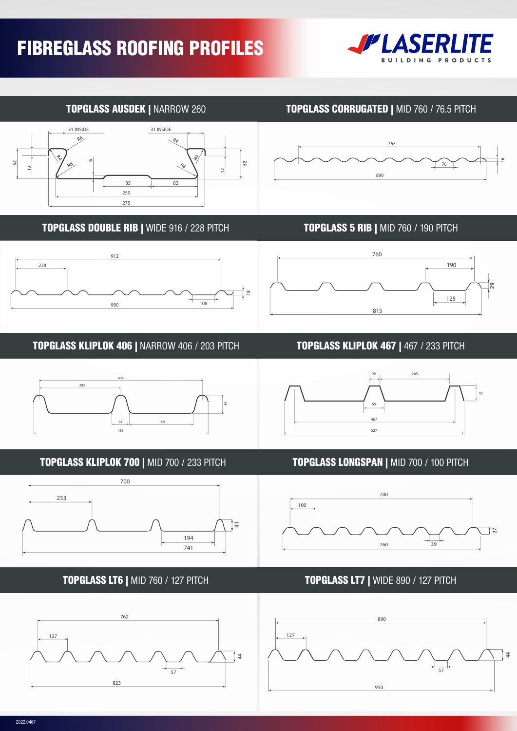# FIBREGLASS ROOFING PROFILES

LASERLITE BUILDING PRODUCTS

## TOPGLASS AUSDEK | NARROW 260

31 INSIDE, 31 INSIDE, R6, R4, R4, R4, R6, R8, 52, 12, 6, 12, 52, 85, 82, 250, 275

## TOPGLASS CORRUGATED | MID 760 / 76.5 PITCH

765, 76, 16, 890

## TOPGLASS DOUBLE RIB | WIDE 916 / 228 PITCH

912, 228, 18, 108, 990

## TOPGLASS 5 RIB | MID 760 / 190 PITCH

760, 190, 29, 125, 815

## TOPGLASS KLIPLOK 406 | NARROW 406 / 203 PITCH

406, 203, 44, 44, 159, 435

## TOPGLASS KLIPLOK 467 | 467 / 233 PITCH

28, 205, 44, 59, 467, 527

## TOPGLASS KLIPLOK 700 | MID 700 / 233 PITCH

700, 233, 41, 194, 741

## TOPGLASS LONGSPAN | MID 700 / 100 PITCH

700, 100, 27, 760, 39

## TOPGLASS LT6 | MID 760 / 127 PITCH

762, 127, 44, 57, 823

## TOPGLASS LT7 | WIDE 890 / 127 PITCH

890, 127, 44, 57, 950

2022.0467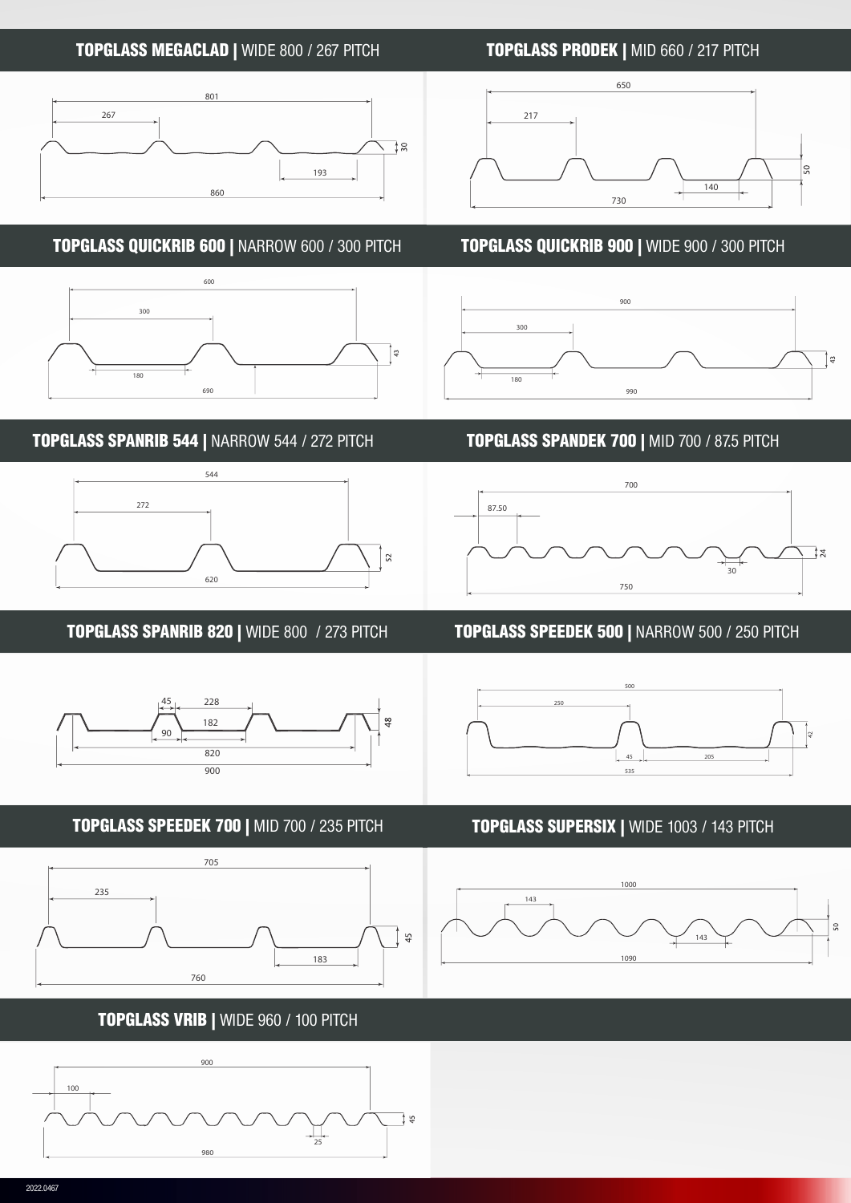## TOPGLASS MEGACLAD | WIDE 800 / 267 PITCH

801
267
30
193
860

## TOPGLASS PRODEK | MID 660 / 217 PITCH

650
217
50
140
730

## TOPGLASS QUICKRIB 600 | NARROW 600 / 300 PITCH

600
300
43
180
690

## TOPGLASS QUICKRIB 900 | WIDE 900 / 300 PITCH

900
300
43
180
990

## TOPGLASS SPANRIB 544 | NARROW 544 / 272 PITCH

544
272
52
620

## TOPGLASS SPANDEK 700 | MID 700 / 87.5 PITCH

700
87.50
24
30
750

## TOPGLASS SPANRIB 820 | WIDE 800 / 273 PITCH

45
228
182
90
48
820
900

## TOPGLASS SPEEDEK 500 | NARROW 500 / 250 PITCH

500
250
42
45
205
535

## TOPGLASS SPEEDEK 700 | MID 700 / 235 PITCH

705
235
45
183
760

## TOPGLASS SUPERSIX | WIDE 1003 / 143 PITCH

1000
143
50
143
1090

## TOPGLASS VRIB | WIDE 960 / 100 PITCH

900
100
45
25
980

2022.0467